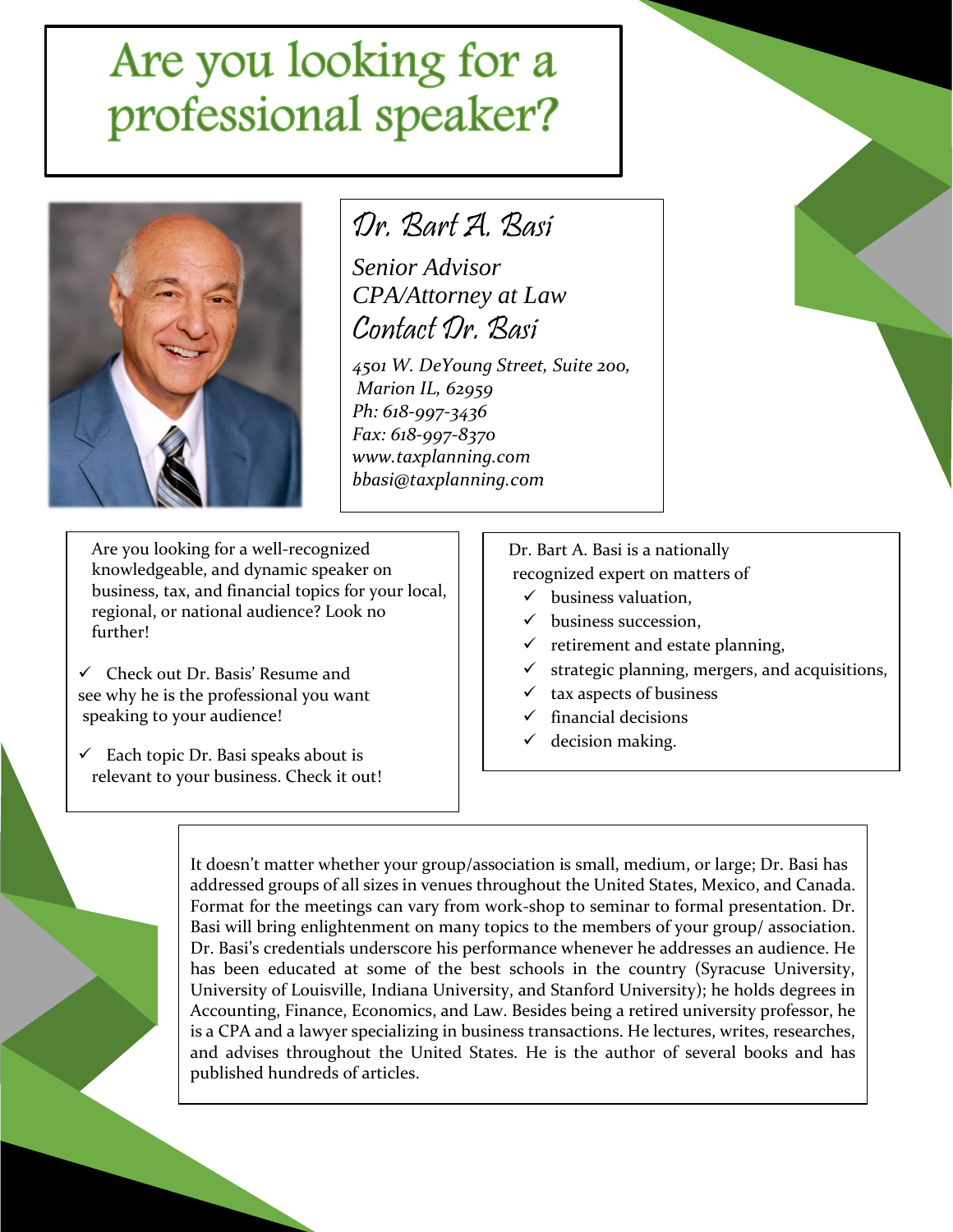# Are you looking for a professional speaker?

## Dr. Bart A. Basi

*Senior Advisor*
*CPA/Attorney at Law*

### Contact Dr. Basi

*4501 W. DeYoung Street, Suite 200,*
*Marion IL, 62959*
*Ph: 618-997-3436*
*Fax: 618-997-8370*
*www.taxplanning.com*
*bbasi@taxplanning.com*

Are you looking for a well-recognized knowledgeable, and dynamic speaker on business, tax, and financial topics for your local, regional, or national audience? Look no further!

- ✓ Check out Dr. Basis' Resume and see why he is the professional you want speaking to your audience!
- ✓ Each topic Dr. Basi speaks about is relevant to your business. Check it out!

Dr. Bart A. Basi is a nationally recognized expert on matters of

- ✓ business valuation,
- ✓ business succession,
- ✓ retirement and estate planning,
- ✓ strategic planning, mergers, and acquisitions,
- ✓ tax aspects of business
- ✓ financial decisions
- ✓ decision making.

It doesn't matter whether your group/association is small, medium, or large; Dr. Basi has addressed groups of all sizes in venues throughout the United States, Mexico, and Canada. Format for the meetings can vary from work-shop to seminar to formal presentation. Dr. Basi will bring enlightenment on many topics to the members of your group/ association. Dr. Basi's credentials underscore his performance whenever he addresses an audience. He has been educated at some of the best schools in the country (Syracuse University, University of Louisville, Indiana University, and Stanford University); he holds degrees in Accounting, Finance, Economics, and Law. Besides being a retired university professor, he is a CPA and a lawyer specializing in business transactions. He lectures, writes, researches, and advises throughout the United States. He is the author of several books and has published hundreds of articles.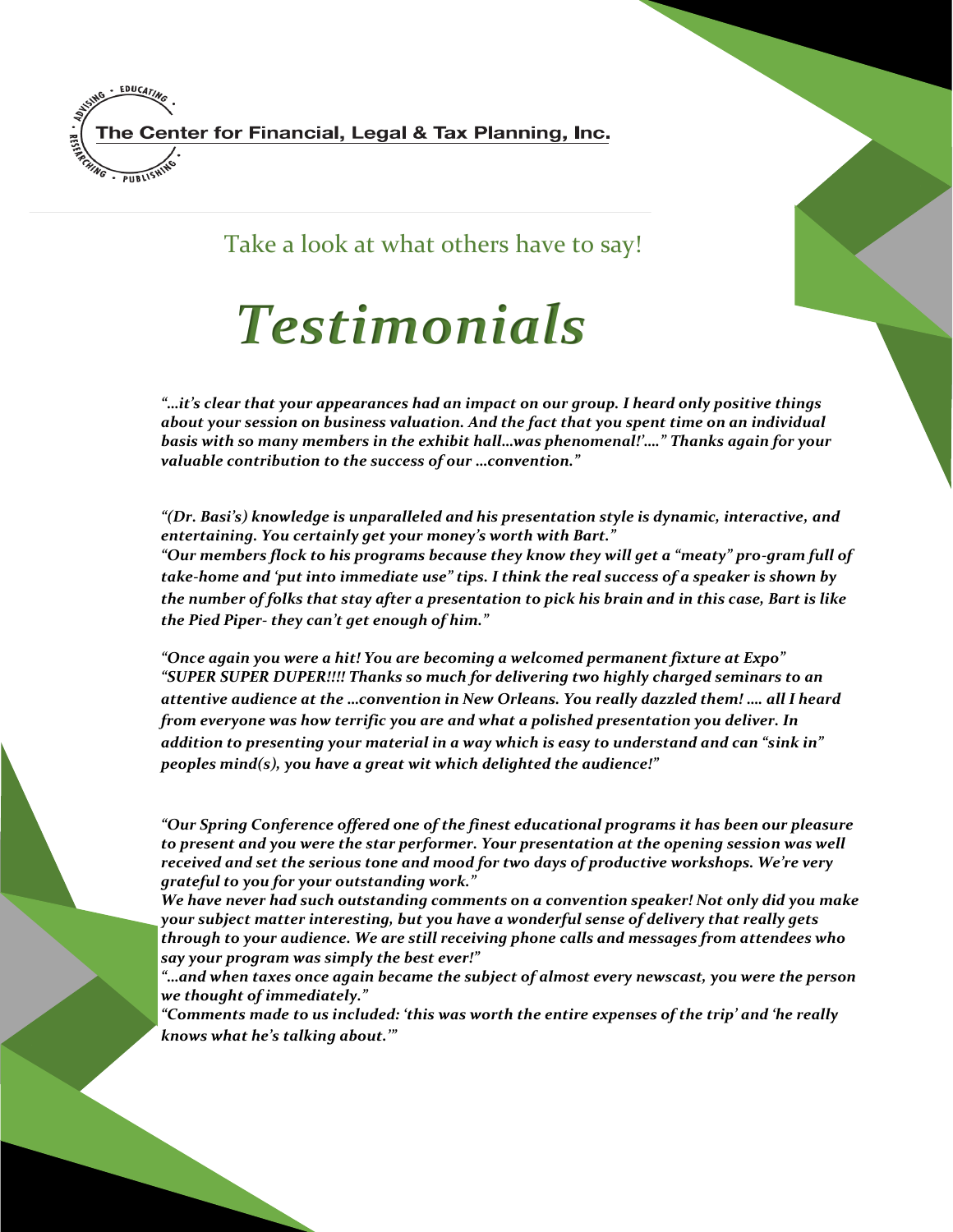The Center for Financial, Legal & Tax Planning, Inc.

Take a look at what others have to say!

# *Testimonials*

***"…it's clear that your appearances had an impact on our group. I heard only positive things about your session on business valuation. And the fact that you spent time on an individual basis with so many members in the exhibit hall…was phenomenal!'…." Thanks again for your valuable contribution to the success of our …convention."***

***"(Dr. Basi's) knowledge is unparalleled and his presentation style is dynamic, interactive, and entertaining. You certainly get your money's worth with Bart."***
***"Our members flock to his programs because they know they will get a "meaty" pro-gram full of take-home and 'put into immediate use" tips. I think the real success of a speaker is shown by the number of folks that stay after a presentation to pick his brain and in this case, Bart is like the Pied Piper- they can't get enough of him."***

***"Once again you were a hit! You are becoming a welcomed permanent fixture at Expo"***
***"SUPER SUPER DUPER!!!! Thanks so much for delivering two highly charged seminars to an attentive audience at the …convention in New Orleans. You really dazzled them! …. all I heard from everyone was how terrific you are and what a polished presentation you deliver. In addition to presenting your material in a way which is easy to understand and can "sink in" peoples mind(s), you have a great wit which delighted the audience!"***

***"Our Spring Conference offered one of the finest educational programs it has been our pleasure to present and you were the star performer. Your presentation at the opening session was well received and set the serious tone and mood for two days of productive workshops. We're very grateful to you for your outstanding work."***
***We have never had such outstanding comments on a convention speaker! Not only did you make your subject matter interesting, but you have a wonderful sense of delivery that really gets through to your audience. We are still receiving phone calls and messages from attendees who say your program was simply the best ever!"***
***"…and when taxes once again became the subject of almost every newscast, you were the person we thought of immediately."***
***"Comments made to us included: 'this was worth the entire expenses of the trip' and 'he really knows what he's talking about.'"***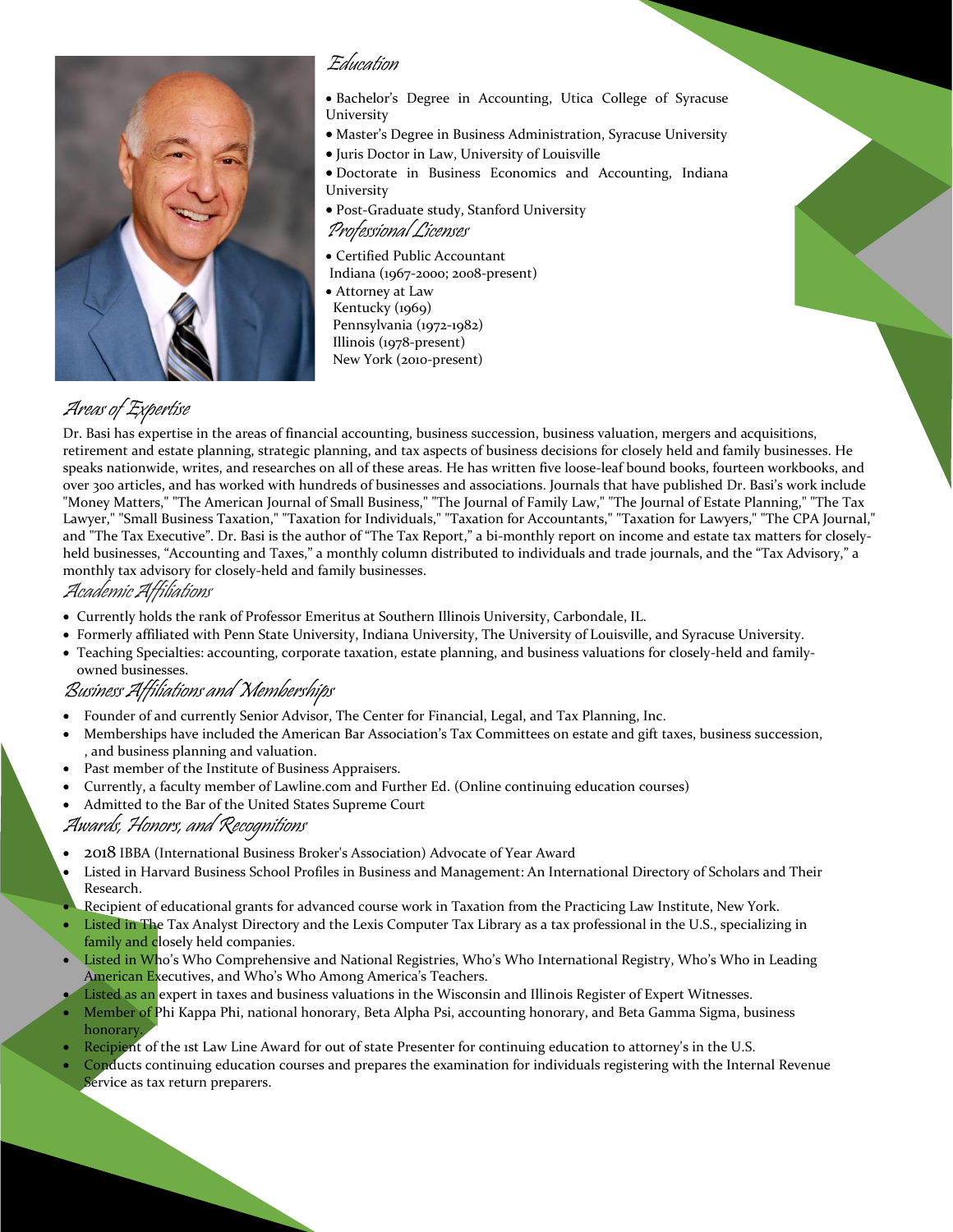## Education

- Bachelor's Degree in Accounting, Utica College of Syracuse University
- Master's Degree in Business Administration, Syracuse University
- Juris Doctor in Law, University of Louisville
- Doctorate in Business Economics and Accounting, Indiana University
- Post-Graduate study, Stanford University

## Professional Licenses

- Certified Public Accountant
  Indiana (1967-2000; 2008-present)
- Attorney at Law
  Kentucky (1969)
  Pennsylvania (1972-1982)
  Illinois (1978-present)
  New York (2010-present)

## Areas of Expertise

Dr. Basi has expertise in the areas of financial accounting, business succession, business valuation, mergers and acquisitions, retirement and estate planning, strategic planning, and tax aspects of business decisions for closely held and family businesses. He speaks nationwide, writes, and researches on all of these areas. He has written five loose-leaf bound books, fourteen workbooks, and over 300 articles, and has worked with hundreds of businesses and associations. Journals that have published Dr. Basi's work include "Money Matters," "The American Journal of Small Business," "The Journal of Family Law," "The Journal of Estate Planning," "The Tax Lawyer," "Small Business Taxation," "Taxation for Individuals," "Taxation for Accountants," "Taxation for Lawyers," "The CPA Journal," and "The Tax Executive". Dr. Basi is the author of "The Tax Report," a bi-monthly report on income and estate tax matters for closely-held businesses, "Accounting and Taxes," a monthly column distributed to individuals and trade journals, and the "Tax Advisory," a monthly tax advisory for closely-held and family businesses.

## Academic Affiliations

- Currently holds the rank of Professor Emeritus at Southern Illinois University, Carbondale, IL.
- Formerly affiliated with Penn State University, Indiana University, The University of Louisville, and Syracuse University.
- Teaching Specialties: accounting, corporate taxation, estate planning, and business valuations for closely-held and family-owned businesses.

## Business Affiliations and Memberships

- Founder of and currently Senior Advisor, The Center for Financial, Legal, and Tax Planning, Inc.
- Memberships have included the American Bar Association's Tax Committees on estate and gift taxes, business succession, , and business planning and valuation.
- Past member of the Institute of Business Appraisers.
- Currently, a faculty member of Lawline.com and Further Ed. (Online continuing education courses)
- Admitted to the Bar of the United States Supreme Court

## Awards, Honors, and Recognitions

- 2018 IBBA (International Business Broker's Association) Advocate of Year Award
- Listed in Harvard Business School Profiles in Business and Management: An International Directory of Scholars and Their Research.
- Recipient of educational grants for advanced course work in Taxation from the Practicing Law Institute, New York.
- Listed in The Tax Analyst Directory and the Lexis Computer Tax Library as a tax professional in the U.S., specializing in family and closely held companies.
- Listed in Who's Who Comprehensive and National Registries, Who's Who International Registry, Who's Who in Leading American Executives, and Who's Who Among America's Teachers.
- Listed as an expert in taxes and business valuations in the Wisconsin and Illinois Register of Expert Witnesses.
- Member of Phi Kappa Phi, national honorary, Beta Alpha Psi, accounting honorary, and Beta Gamma Sigma, business honorary.
- Recipient of the 1st Law Line Award for out of state Presenter for continuing education to attorney's in the U.S.
- Conducts continuing education courses and prepares the examination for individuals registering with the Internal Revenue Service as tax return preparers.